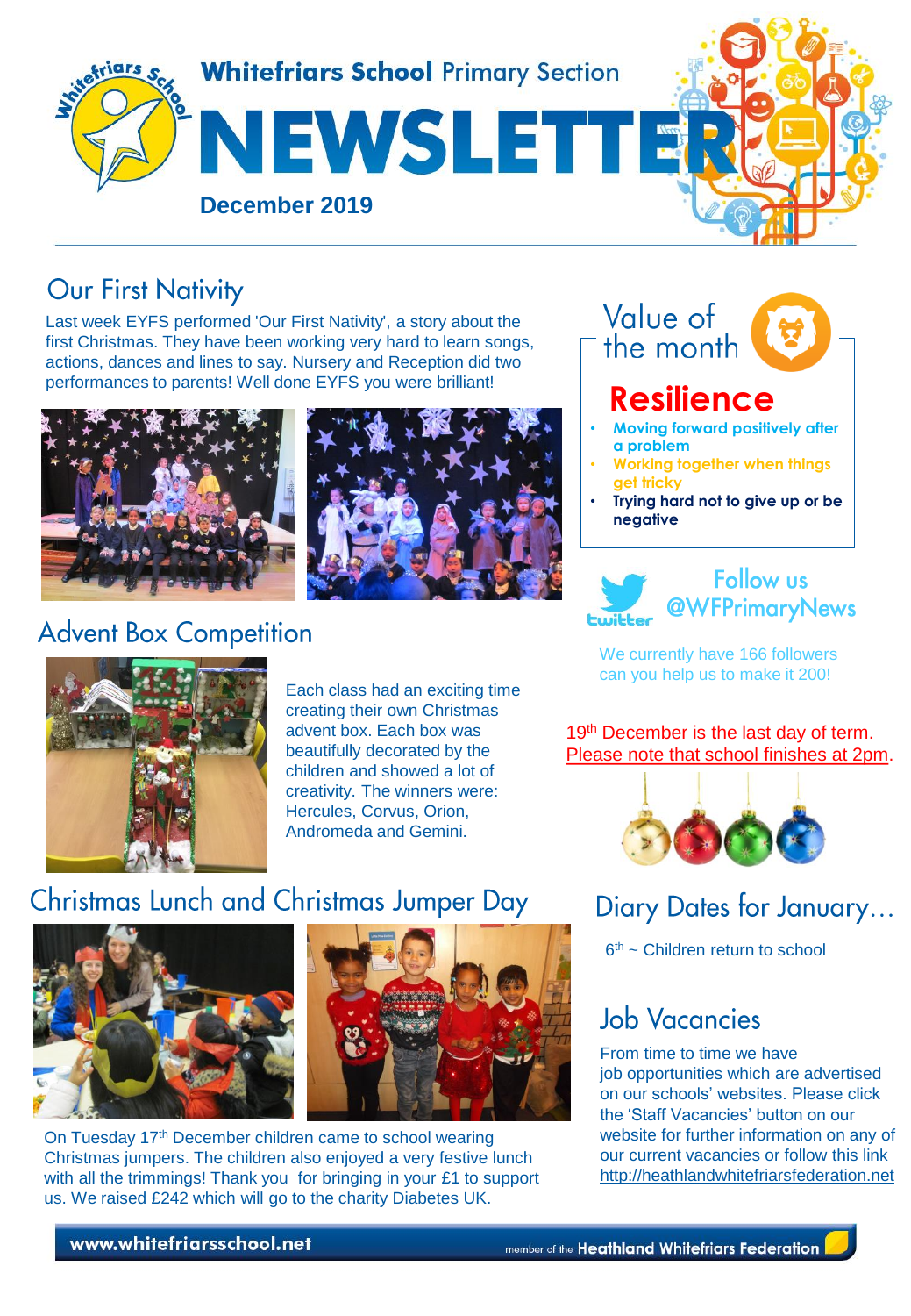# Whitefriars School Primary Section

# NEWSLETTER

**December 2019**

## Our First Nativity

Last week EYFS performed 'Our First Nativity', a story about the first Christmas. They have been working very hard to learn songs, actions, dances and lines to say. Nursery and Reception did two performances to parents! Well done EYFS you were brilliant!

## Advent Box Competition

Each class had an exciting time creating their own Christmas advent box. Each box was beautifully decorated by the children and showed a lot of creativity. The winners were: Hercules, Corvus, Orion, Andromeda and Gemini.

## Christmas Lunch and Christmas Jumper Day

On Tuesday 17th December children came to school wearing Christmas jumpers. The children also enjoyed a very festive lunch with all the trimmings! Thank you for bringing in your £1 to support us. We raised £242 which will go to the charity Diabetes UK.

## Value of the month

### Resilience

- **Moving forward positively after a problem**
- **Working together when things get tricky**
- **Trying hard not to give up or be negative**

## Follow us @WFPrimaryNews

We currently have 166 followers can you help us to make it 200!

19th December is the last day of term. Please note that school finishes at 2pm.

## Diary Dates for January…

6th ~ Children return to school

## Job Vacancies

From time to time we have job opportunities which are advertised on our schools' websites. Please click the 'Staff Vacancies' button on our website for further information on any of our current vacancies or follow this link http://heathlandwhitefriarsfederation.net

www.whitefriarsschool.net

member of the Heathland Whitefriars Federation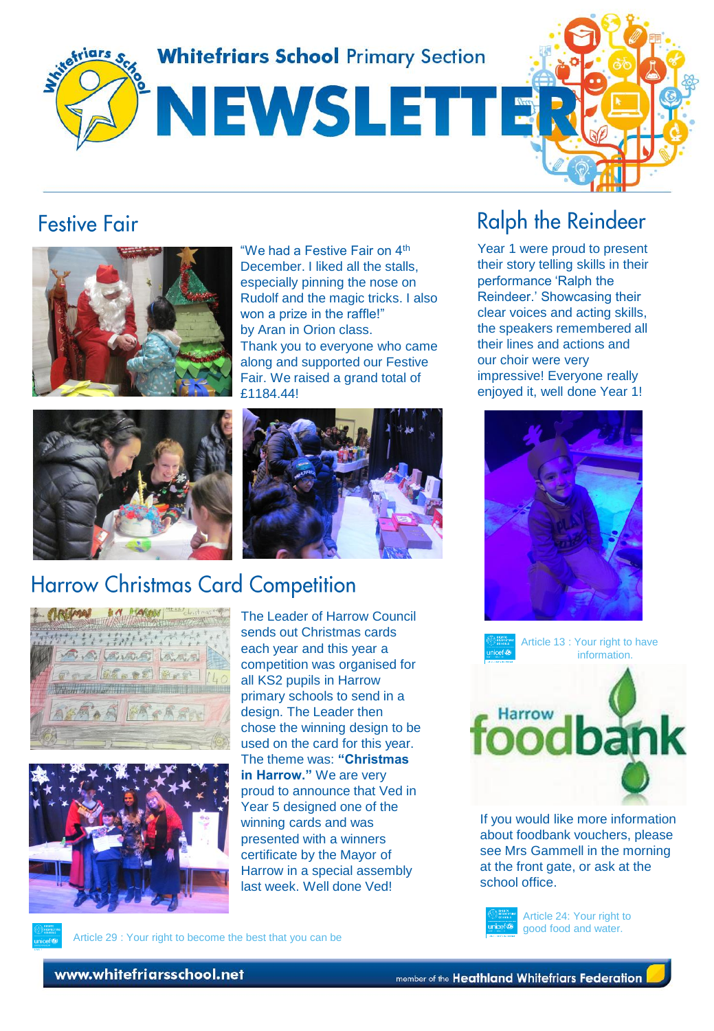# Whitefriars School Primary Section NEWSLETTER

## Festive Fair

"We had a Festive Fair on 4th December. I liked all the stalls, especially pinning the nose on Rudolf and the magic tricks. I also won a prize in the raffle!"
by Aran in Orion class.
Thank you to everyone who came along and supported our Festive Fair. We raised a grand total of £1184.44!

## Harrow Christmas Card Competition

The Leader of Harrow Council sends out Christmas cards each year and this year a competition was organised for all KS2 pupils in Harrow primary schools to send in a design. The Leader then chose the winning design to be used on the card for this year. The theme was: **"Christmas in Harrow."** We are very proud to announce that Ved in Year 5 designed one of the winning cards and was presented with a winners certificate by the Mayor of Harrow in a special assembly last week. Well done Ved!

Article 29 : Your right to become the best that you can be

## Ralph the Reindeer

Year 1 were proud to present their story telling skills in their performance 'Ralph the Reindeer.' Showcasing their clear voices and acting skills, the speakers remembered all their lines and actions and our choir were very impressive! Everyone really enjoyed it, well done Year 1!

Article 13 : Your right to have information.

Harrow foodbank

If you would like more information about foodbank vouchers, please see Mrs Gammell in the morning at the front gate, or ask at the school office.

Article 24: Your right to good food and water.

www.whitefriarsschool.net

member of the Heathland Whitefriars Federation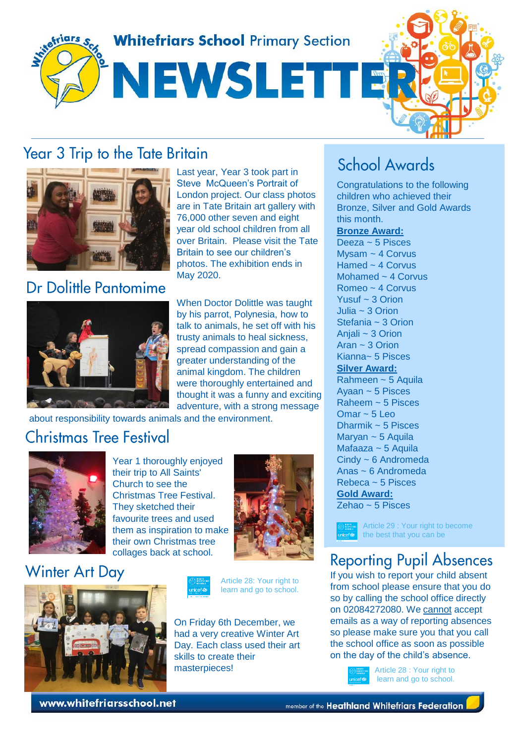# Whitefriars School Primary Section NEWSLETTER

## Year 3 Trip to the Tate Britain

Last year, Year 3 took part in Steve McQueen's Portrait of London project. Our class photos are in Tate Britain art gallery with 76,000 other seven and eight year old school children from all over Britain. Please visit the Tate Britain to see our children's photos. The exhibition ends in May 2020.

## Dr Dolittle Pantomime

When Doctor Dolittle was taught by his parrot, Polynesia, how to talk to animals, he set off with his trusty animals to heal sickness, spread compassion and gain a greater understanding of the animal kingdom. The children were thoroughly entertained and thought it was a funny and exciting adventure, with a strong message about responsibility towards animals and the environment.

## Christmas Tree Festival

Year 1 thoroughly enjoyed their trip to All Saints' Church to see the Christmas Tree Festival. They sketched their favourite trees and used them as inspiration to make their own Christmas tree collages back at school.

## Winter Art Day

Article 28: Your right to learn and go to school.

On Friday 6th December, we had a very creative Winter Art Day. Each class used their art skills to create their masterpieces!

## School Awards

Congratulations to the following children who achieved their Bronze, Silver and Gold Awards this month.

**Bronze Award:**

Deeza ~ 5 Pisces
Mysam ~ 4 Corvus
Hamed ~ 4 Corvus
Mohamed ~ 4 Corvus
Romeo ~ 4 Corvus
Yusuf ~ 3 Orion
Julia ~ 3 Orion
Stefania ~ 3 Orion
Anjali ~ 3 Orion
Aran ~ 3 Orion
Kianna~ 5 Pisces

**Silver Award:**

Rahmeen ~ 5 Aquila
Ayaan ~ 5 Pisces
Raheem ~ 5 Pisces
Omar ~ 5 Leo
Dharmik ~ 5 Pisces
Maryan ~ 5 Aquila
Mafaaza ~ 5 Aquila
Cindy ~ 6 Andromeda
Anas ~ 6 Andromeda
Rebeca ~ 5 Pisces

**Gold Award:**

Zehao ~ 5 Pisces

Article 29 : Your right to become the best that you can be

## Reporting Pupil Absences

If you wish to report your child absent from school please ensure that you do so by calling the school office directly on 02084272080. We cannot accept emails as a way of reporting absences so please make sure you that you call the school office as soon as possible on the day of the child's absence.

Article 28 : Your right to learn and go to school.

www.whitefriarsschool.net

member of the Heathland Whitefriars Federation